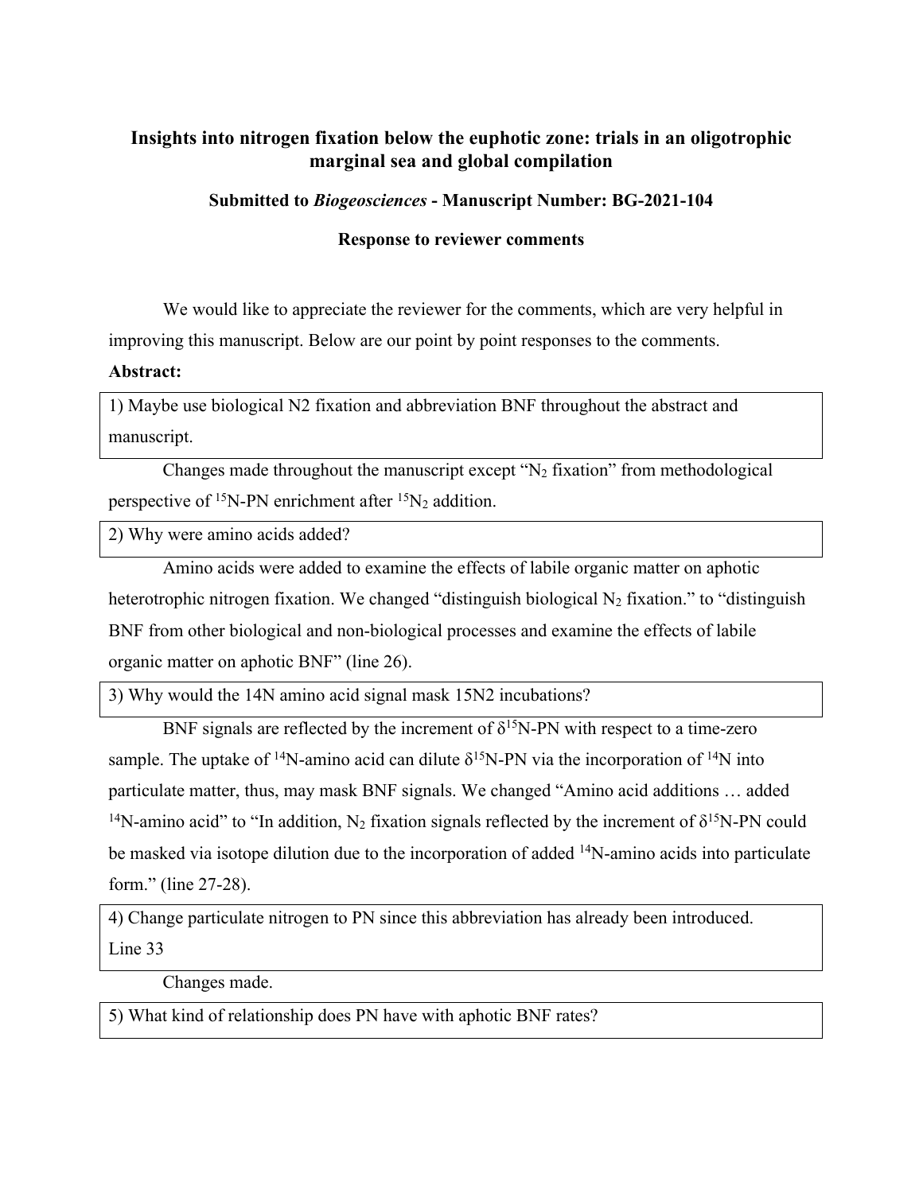# Insights into nitrogen fixation below the euphotic zone: trials in an oligotrophic marginal sea and global compilation

**Submitted to *Biogeosciences* - Manuscript Number: BG-2021-104**

**Response to reviewer comments**

We would like to appreciate the reviewer for the comments, which are very helpful in improving this manuscript. Below are our point by point responses to the comments.

**Abstract:**

1) Maybe use biological N2 fixation and abbreviation BNF throughout the abstract and manuscript.

Changes made throughout the manuscript except "$N_2$ fixation" from methodological perspective of $^{15}$N-PN enrichment after $^{15}N_2$ addition.

2) Why were amino acids added?

Amino acids were added to examine the effects of labile organic matter on aphotic heterotrophic nitrogen fixation. We changed "distinguish biological $N_2$ fixation." to "distinguish BNF from other biological and non-biological processes and examine the effects of labile organic matter on aphotic BNF" (line 26).

3) Why would the 14N amino acid signal mask 15N2 incubations?

BNF signals are reflected by the increment of $\delta^{15}$N-PN with respect to a time-zero sample. The uptake of $^{14}$N-amino acid can dilute $\delta^{15}$N-PN via the incorporation of $^{14}$N into particulate matter, thus, may mask BNF signals. We changed "Amino acid additions … added $^{14}$N-amino acid" to "In addition, $N_2$ fixation signals reflected by the increment of $\delta^{15}$N-PN could be masked via isotope dilution due to the incorporation of added $^{14}$N-amino acids into particulate form." (line 27-28).

4) Change particulate nitrogen to PN since this abbreviation has already been introduced. Line 33

Changes made.

5) What kind of relationship does PN have with aphotic BNF rates?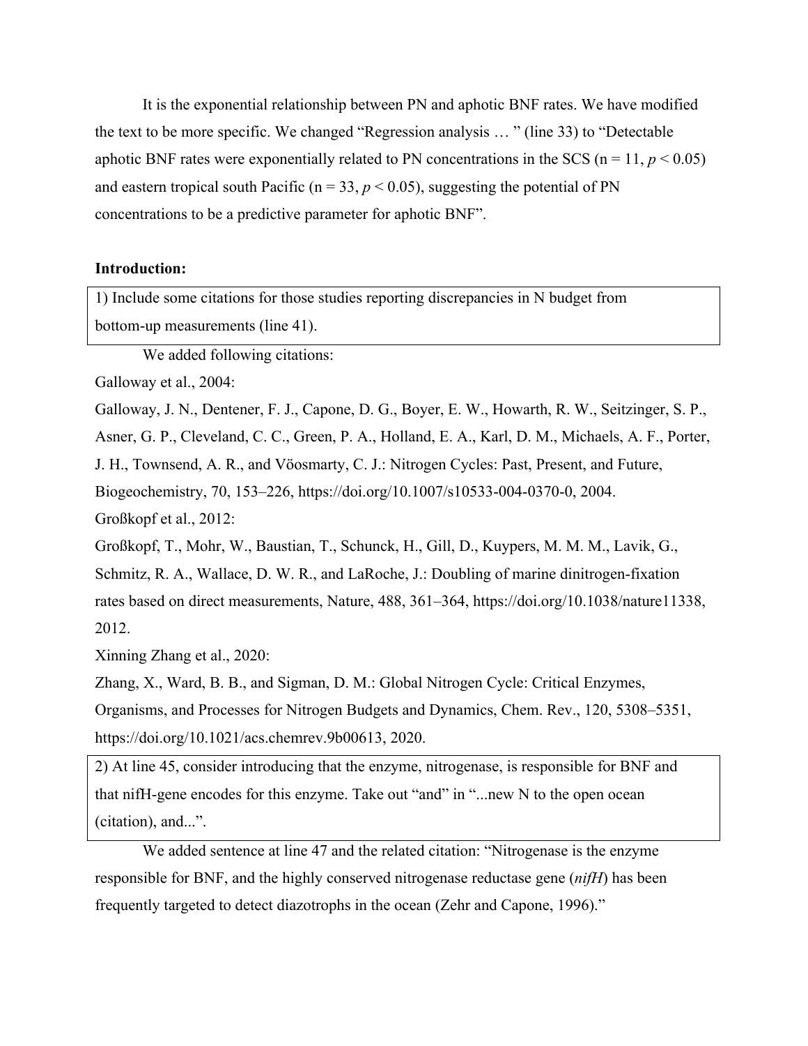It is the exponential relationship between PN and aphotic BNF rates. We have modified the text to be more specific. We changed "Regression analysis … " (line 33) to "Detectable aphotic BNF rates were exponentially related to PN concentrations in the SCS (n = 11, $p < 0.05$) and eastern tropical south Pacific (n = 33, $p < 0.05$), suggesting the potential of PN concentrations to be a predictive parameter for aphotic BNF".

**Introduction:**

1) Include some citations for those studies reporting discrepancies in N budget from bottom-up measurements (line 41).

We added following citations:

Galloway et al., 2004:

Galloway, J. N., Dentener, F. J., Capone, D. G., Boyer, E. W., Howarth, R. W., Seitzinger, S. P., Asner, G. P., Cleveland, C. C., Green, P. A., Holland, E. A., Karl, D. M., Michaels, A. F., Porter, J. H., Townsend, A. R., and Vöosmarty, C. J.: Nitrogen Cycles: Past, Present, and Future, Biogeochemistry, 70, 153–226, https://doi.org/10.1007/s10533-004-0370-0, 2004.

Großkopf et al., 2012:

Großkopf, T., Mohr, W., Baustian, T., Schunck, H., Gill, D., Kuypers, M. M. M., Lavik, G., Schmitz, R. A., Wallace, D. W. R., and LaRoche, J.: Doubling of marine dinitrogen-fixation rates based on direct measurements, Nature, 488, 361–364, https://doi.org/10.1038/nature11338, 2012.

Xinning Zhang et al., 2020:

Zhang, X., Ward, B. B., and Sigman, D. M.: Global Nitrogen Cycle: Critical Enzymes, Organisms, and Processes for Nitrogen Budgets and Dynamics, Chem. Rev., 120, 5308–5351, https://doi.org/10.1021/acs.chemrev.9b00613, 2020.

2) At line 45, consider introducing that the enzyme, nitrogenase, is responsible for BNF and that nifH-gene encodes for this enzyme. Take out "and" in "...new N to the open ocean (citation), and...".

We added sentence at line 47 and the related citation: "Nitrogenase is the enzyme responsible for BNF, and the highly conserved nitrogenase reductase gene (*nifH*) has been frequently targeted to detect diazotrophs in the ocean (Zehr and Capone, 1996)."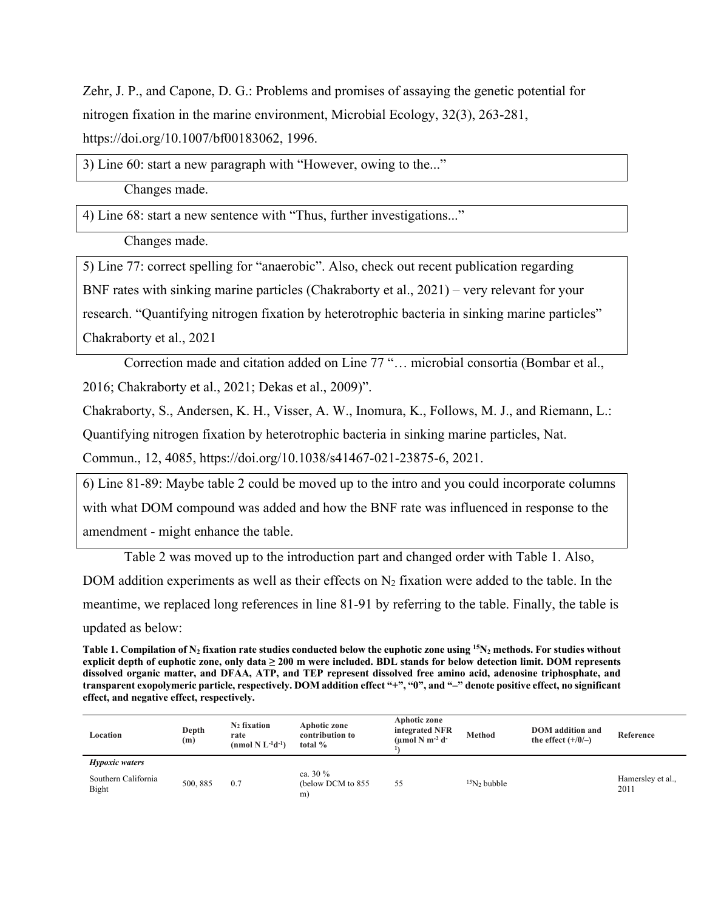Zehr, J. P., and Capone, D. G.: Problems and promises of assaying the genetic potential for nitrogen fixation in the marine environment, Microbial Ecology, 32(3), 263-281, https://doi.org/10.1007/bf00183062, 1996.

3) Line 60: start a new paragraph with "However, owing to the..."

Changes made.

4) Line 68: start a new sentence with "Thus, further investigations..."

Changes made.

5) Line 77: correct spelling for "anaerobic". Also, check out recent publication regarding BNF rates with sinking marine particles (Chakraborty et al., 2021) – very relevant for your research. "Quantifying nitrogen fixation by heterotrophic bacteria in sinking marine particles" Chakraborty et al., 2021

Correction made and citation added on Line 77 "… microbial consortia (Bombar et al., 2016; Chakraborty et al., 2021; Dekas et al., 2009)".

Chakraborty, S., Andersen, K. H., Visser, A. W., Inomura, K., Follows, M. J., and Riemann, L.: Quantifying nitrogen fixation by heterotrophic bacteria in sinking marine particles, Nat. Commun., 12, 4085, https://doi.org/10.1038/s41467-021-23875-6, 2021.

6) Line 81-89: Maybe table 2 could be moved up to the intro and you could incorporate columns with what DOM compound was added and how the BNF rate was influenced in response to the amendment - might enhance the table.

Table 2 was moved up to the introduction part and changed order with Table 1. Also, DOM addition experiments as well as their effects on $N_2$ fixation were added to the table. In the meantime, we replaced long references in line 81-91 by referring to the table. Finally, the table is updated as below:

**Table 1. Compilation of $N_2$ fixation rate studies conducted below the euphotic zone using $^{15}N_2$ methods. For studies without explicit depth of euphotic zone, only data ≥ 200 m were included. BDL stands for below detection limit. DOM represents dissolved organic matter, and DFAA, ATP, and TEP represent dissolved free amino acid, adenosine triphosphate, and transparent exopolymeric particle, respectively. DOM addition effect "+", "0", and "–" denote positive effect, no significant effect, and negative effect, respectively.**

| Location | Depth (m) | $N_2$ fixation rate (nmol N $L^{-1}d^{-1}$) | Aphotic zone contribution to total % | Aphotic zone integrated NFR (μmol N $m^{-2}$ $d^{-1}$) | Method | DOM addition and the effect (+/0/–) | Reference |
|---|---|---|---|---|---|---|---|
| ***Hypoxic waters*** | | | | | | | |
| Southern California Bight | 500, 885 | 0.7 | ca. 30 % (below DCM to 855 m) | 55 | $^{15}N_2$ bubble | | Hamersley et al., 2011 |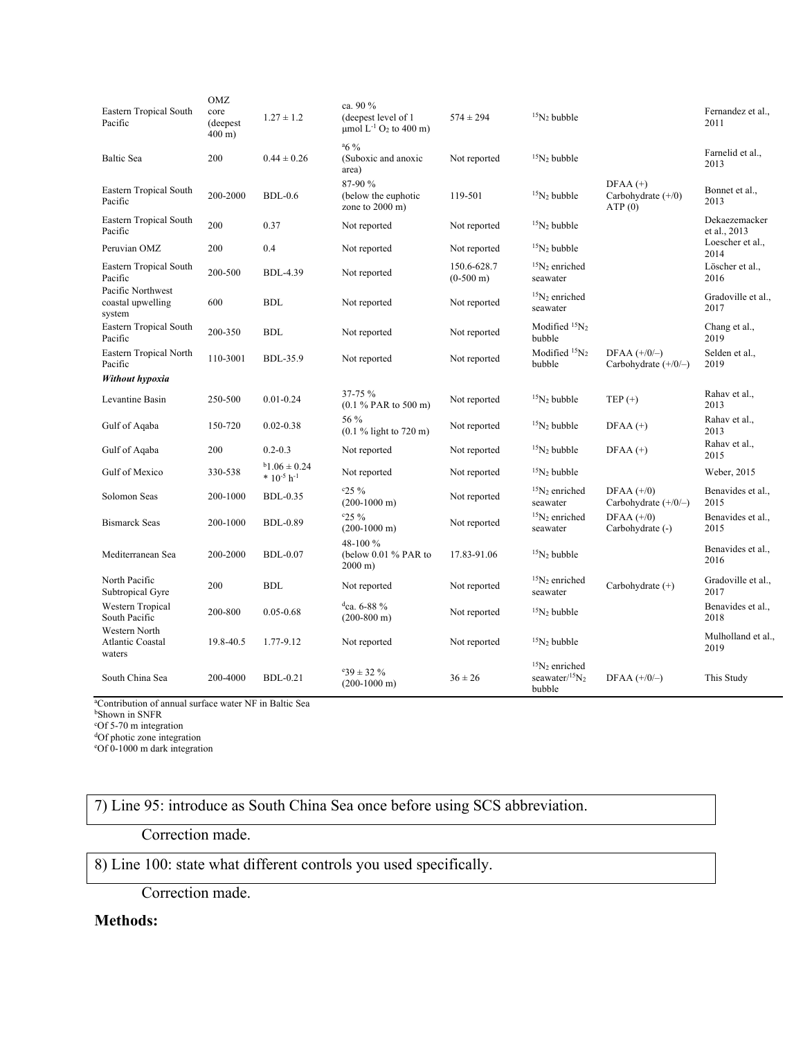| Eastern Tropical South Pacific | OMZ core (deepest 400 m) | 1.27 ± 1.2 | ca. 90 % (deepest level of 1 μmol $L^{-1}$ $O_2$ to 400 m) | 574 ± 294 | $^{15}N_2$ bubble | | Fernandez et al., 2011 |
|---|---|---|---|---|---|---|---|
| Baltic Sea | 200 | 0.44 ± 0.26 | [a]6 % (Suboxic and anoxic area) | Not reported | $^{15}N_2$ bubble | | Farnelid et al., 2013 |
| Eastern Tropical South Pacific | 200-2000 | BDL-0.6 | 87-90 % (below the euphotic zone to 2000 m) | 119-501 | $^{15}N_2$ bubble | DFAA (+) Carbohydrate (+/0) ATP (0) | Bonnet et al., 2013 |
| Eastern Tropical South Pacific | 200 | 0.37 | Not reported | Not reported | $^{15}N_2$ bubble | | Dekaezemacker et al., 2013 |
| Peruvian OMZ | 200 | 0.4 | Not reported | Not reported | $^{15}N_2$ bubble | | Loescher et al., 2014 |
| Eastern Tropical South Pacific | 200-500 | BDL-4.39 | Not reported | 150.6-628.7 (0-500 m) | $^{15}N_2$ enriched seawater | | Löscher et al., 2016 |
| Pacific Northwest coastal upwelling system | 600 | BDL | Not reported | Not reported | $^{15}N_2$ enriched seawater | | Gradoville et al., 2017 |
| Eastern Tropical South Pacific | 200-350 | BDL | Not reported | Not reported | Modified $^{15}N_2$ bubble | | Chang et al., 2019 |
| Eastern Tropical North Pacific | 110-3001 | BDL-35.9 | Not reported | Not reported | Modified $^{15}N_2$ bubble | DFAA (+/0/–) Carbohydrate (+/0/–) | Selden et al., 2019 |
| ***Without hypoxia*** | | | | | | | |
| Levantine Basin | 250-500 | 0.01-0.24 | 37-75 % (0.1 % PAR to 500 m) | Not reported | $^{15}N_2$ bubble | TEP (+) | Rahav et al., 2013 |
| Gulf of Aqaba | 150-720 | 0.02-0.38 | 56 % (0.1 % light to 720 m) | Not reported | $^{15}N_2$ bubble | DFAA (+) | Rahav et al., 2013 |
| Gulf of Aqaba | 200 | 0.2-0.3 | Not reported | Not reported | $^{15}N_2$ bubble | DFAA (+) | Rahav et al., 2015 |
| Gulf of Mexico | 330-538 | [b]$1.06 \pm 0.24 * 10^{-5}$ $h^{-1}$ | Not reported | Not reported | $^{15}N_2$ bubble | | Weber, 2015 |
| Solomon Seas | 200-1000 | BDL-0.35 | [c]25 % (200-1000 m) | Not reported | $^{15}N_2$ enriched seawater | DFAA (+/0) Carbohydrate (+/0/–) | Benavides et al., 2015 |
| Bismarck Seas | 200-1000 | BDL-0.89 | [c]25 % (200-1000 m) | Not reported | $^{15}N_2$ enriched seawater | DFAA (+/0) Carbohydrate (-) | Benavides et al., 2015 |
| Mediterranean Sea | 200-2000 | BDL-0.07 | 48-100 % (below 0.01 % PAR to 2000 m) | 17.83-91.06 | $^{15}N_2$ bubble | | Benavides et al., 2016 |
| North Pacific Subtropical Gyre | 200 | BDL | Not reported | Not reported | $^{15}N_2$ enriched seawater | Carbohydrate (+) | Gradoville et al., 2017 |
| Western Tropical South Pacific | 200-800 | 0.05-0.68 | [d]ca. 6-88 % (200-800 m) | Not reported | $^{15}N_2$ bubble | | Benavides et al., 2018 |
| Western North Atlantic Coastal waters | 19.8-40.5 | 1.77-9.12 | Not reported | Not reported | $^{15}N_2$ bubble | | Mulholland et al., 2019 |
| South China Sea | 200-4000 | BDL-0.21 | [e]39 ± 32 % (200-1000 m) | 36 ± 26 | $^{15}N_2$ enriched seawater/$^{15}N_2$ bubble | DFAA (+/0/–) | This Study |

[a]Contribution of annual surface water NF in Baltic Sea
[b]Shown in SNFR
[c]Of 5-70 m integration
[d]Of photic zone integration
[e]Of 0-1000 m dark integration

7) Line 95: introduce as South China Sea once before using SCS abbreviation.

Correction made.

8) Line 100: state what different controls you used specifically.

Correction made.

**Methods:**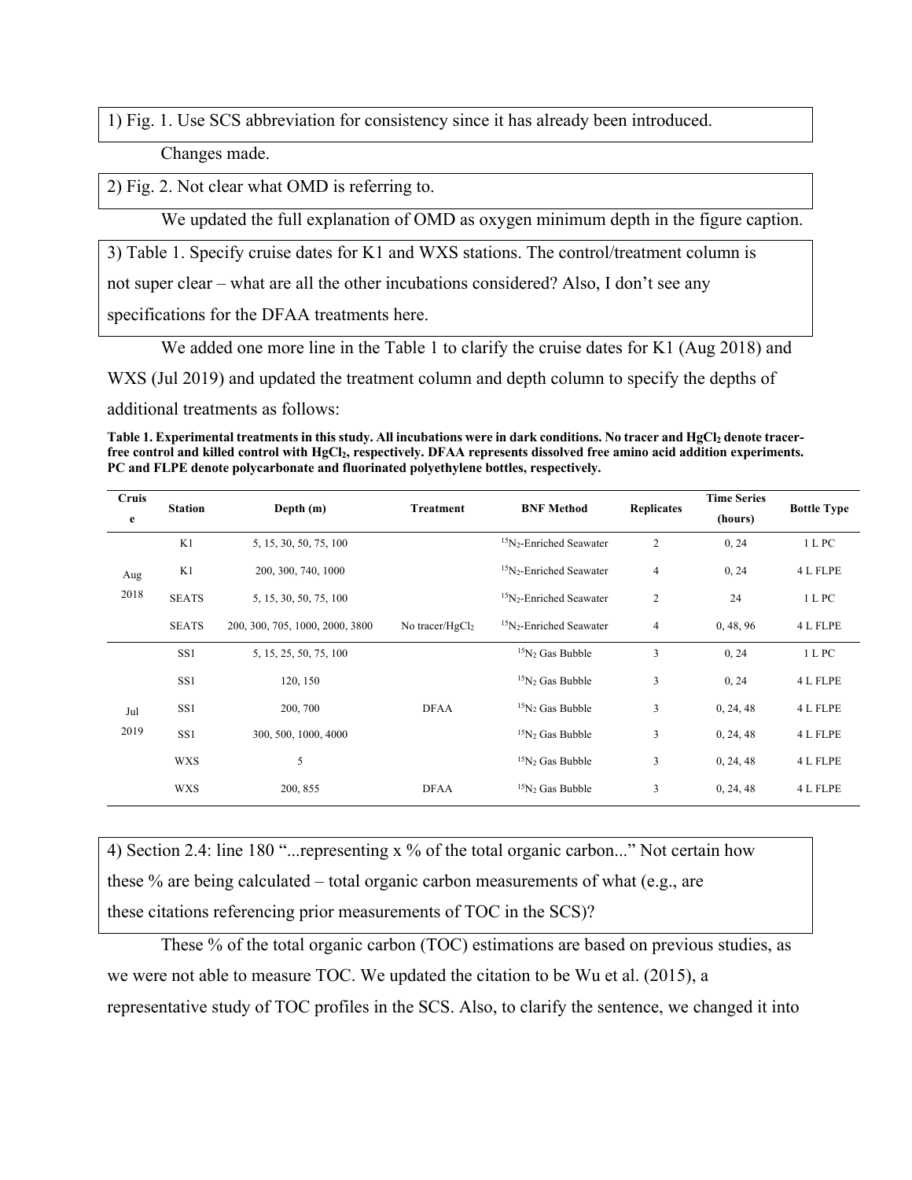1) Fig. 1. Use SCS abbreviation for consistency since it has already been introduced.

Changes made.

2) Fig. 2. Not clear what OMD is referring to.

We updated the full explanation of OMD as oxygen minimum depth in the figure caption.

3) Table 1. Specify cruise dates for K1 and WXS stations. The control/treatment column is not super clear – what are all the other incubations considered? Also, I don't see any specifications for the DFAA treatments here.

We added one more line in the Table 1 to clarify the cruise dates for K1 (Aug 2018) and WXS (Jul 2019) and updated the treatment column and depth column to specify the depths of additional treatments as follows:

**Table 1. Experimental treatments in this study. All incubations were in dark conditions. No tracer and $HgCl_2$ denote tracer-free control and killed control with $HgCl_2$, respectively. DFAA represents dissolved free amino acid addition experiments. PC and FLPE denote polycarbonate and fluorinated polyethylene bottles, respectively.**

| Cruise | Station | Depth (m) | Treatment | BNF Method | Replicates | Time Series (hours) | Bottle Type |
|---|---|---|---|---|---|---|---|
| Aug 2018 | K1 | 5, 15, 30, 50, 75, 100 | | $^{15}N_2$-Enriched Seawater | 2 | 0, 24 | 1 L PC |
| | K1 | 200, 300, 740, 1000 | | $^{15}N_2$-Enriched Seawater | 4 | 0, 24 | 4 L FLPE |
| | SEATS | 5, 15, 30, 50, 75, 100 | | $^{15}N_2$-Enriched Seawater | 2 | 24 | 1 L PC |
| | SEATS | 200, 300, 705, 1000, 2000, 3800 | No tracer/$HgCl_2$ | $^{15}N_2$-Enriched Seawater | 4 | 0, 48, 96 | 4 L FLPE |
| Jul 2019 | SS1 | 5, 15, 25, 50, 75, 100 | | $^{15}N_2$ Gas Bubble | 3 | 0, 24 | 1 L PC |
| | SS1 | 120, 150 | | $^{15}N_2$ Gas Bubble | 3 | 0, 24 | 4 L FLPE |
| | SS1 | 200, 700 | DFAA | $^{15}N_2$ Gas Bubble | 3 | 0, 24, 48 | 4 L FLPE |
| | SS1 | 300, 500, 1000, 4000 | | $^{15}N_2$ Gas Bubble | 3 | 0, 24, 48 | 4 L FLPE |
| | WXS | 5 | | $^{15}N_2$ Gas Bubble | 3 | 0, 24, 48 | 4 L FLPE |
| | WXS | 200, 855 | DFAA | $^{15}N_2$ Gas Bubble | 3 | 0, 24, 48 | 4 L FLPE |

4) Section 2.4: line 180 "...representing x % of the total organic carbon..." Not certain how these % are being calculated – total organic carbon measurements of what (e.g., are these citations referencing prior measurements of TOC in the SCS)?

These % of the total organic carbon (TOC) estimations are based on previous studies, as we were not able to measure TOC. We updated the citation to be Wu et al. (2015), a representative study of TOC profiles in the SCS. Also, to clarify the sentence, we changed it into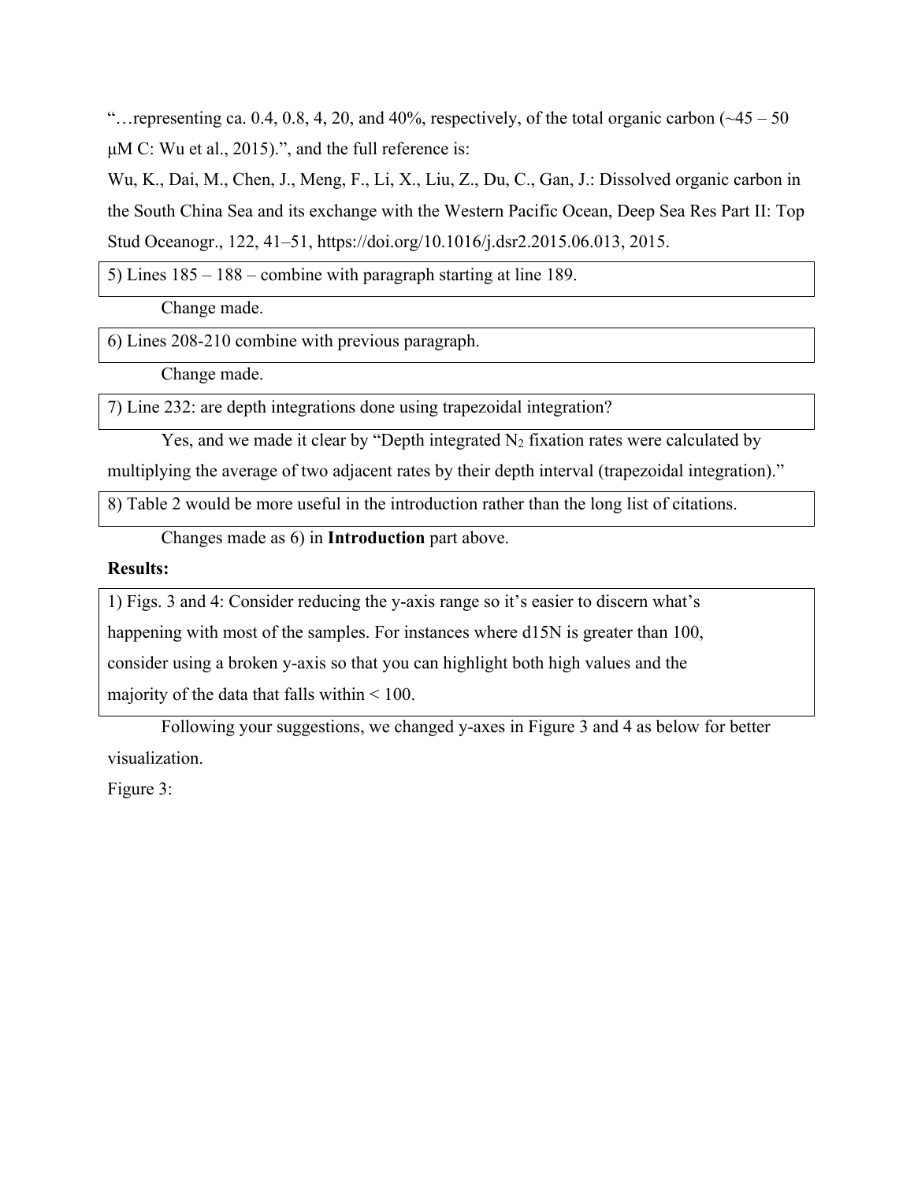"…representing ca. 0.4, 0.8, 4, 20, and 40%, respectively, of the total organic carbon (~45 – 50 μM C: Wu et al., 2015).", and the full reference is:

Wu, K., Dai, M., Chen, J., Meng, F., Li, X., Liu, Z., Du, C., Gan, J.: Dissolved organic carbon in the South China Sea and its exchange with the Western Pacific Ocean, Deep Sea Res Part II: Top Stud Oceanogr., 122, 41–51, https://doi.org/10.1016/j.dsr2.2015.06.013, 2015.

> 5) Lines 185 – 188 – combine with paragraph starting at line 189.

Change made.

> 6) Lines 208-210 combine with previous paragraph.

Change made.

> 7) Line 232: are depth integrations done using trapezoidal integration?

Yes, and we made it clear by "Depth integrated $N_2$ fixation rates were calculated by multiplying the average of two adjacent rates by their depth interval (trapezoidal integration)."

> 8) Table 2 would be more useful in the introduction rather than the long list of citations.

Changes made as 6) in **Introduction** part above.

**Results:**

> 1) Figs. 3 and 4: Consider reducing the y-axis range so it's easier to discern what's happening with most of the samples. For instances where d15N is greater than 100, consider using a broken y-axis so that you can highlight both high values and the majority of the data that falls within < 100.

Following your suggestions, we changed y-axes in Figure 3 and 4 as below for better visualization.

Figure 3: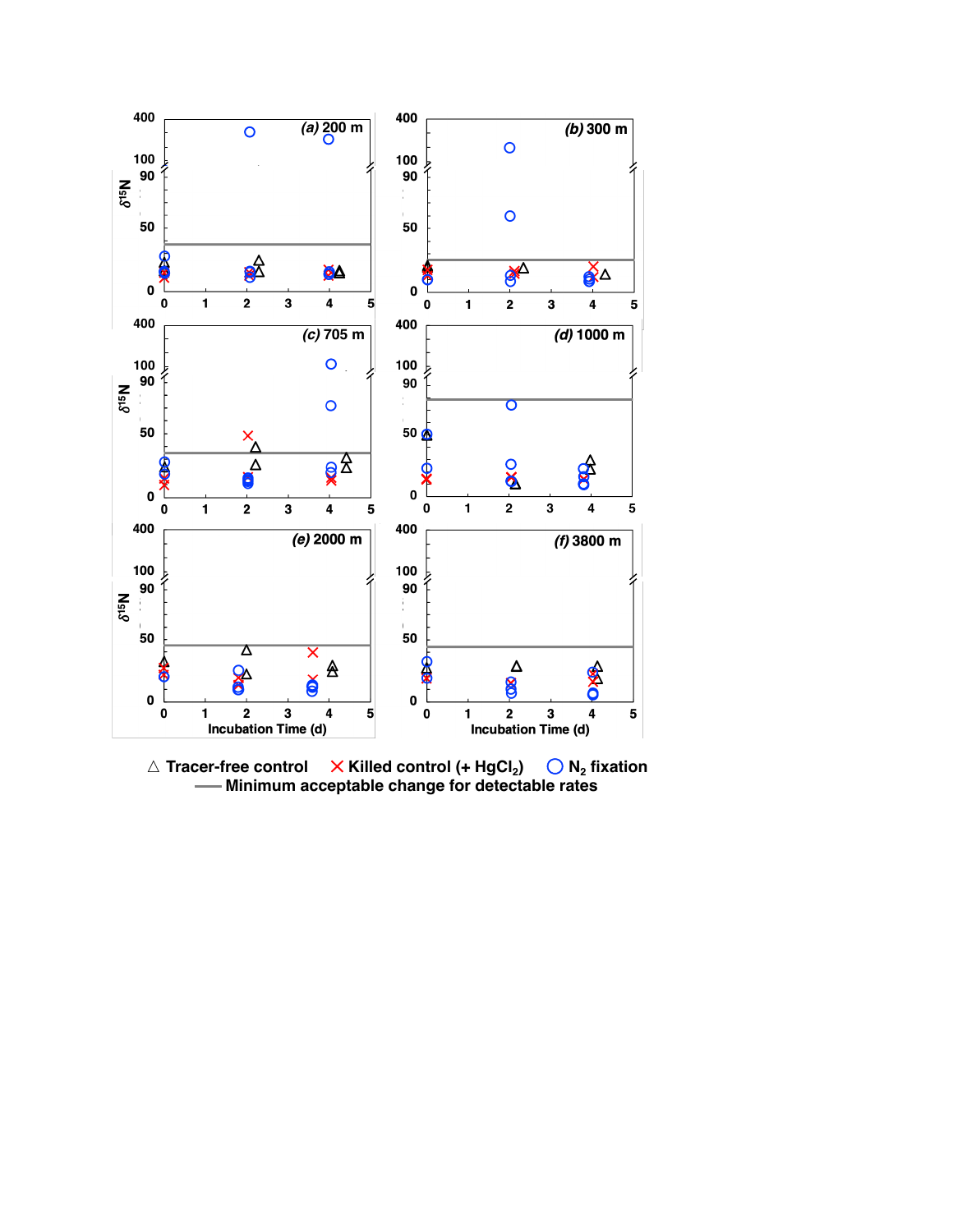(a) 200 m

(b) 300 m

(c) 705 m

(d) 1000 m

(e) 2000 m

(f) 3800 m

$\delta^{15}N$

Incubation Time (d)

△ Tracer-free control ✕ Killed control (+ $HgCl_2$) ○ $N_2$ fixation

Minimum acceptable change for detectable rates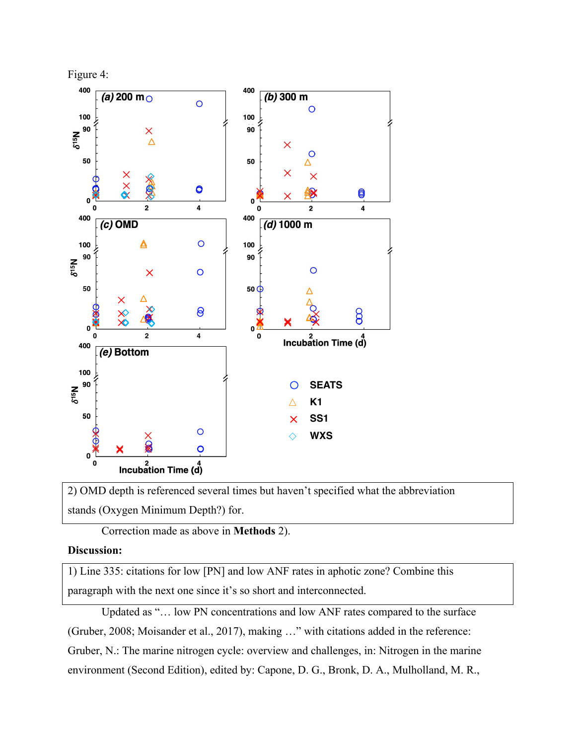Figure 4:

(a) 200 m

(b) 300 m

(c) OMD

(d) 1000 m

(e) Bottom

$\delta^{15}N$

Incubation Time (d)

SEATS

K1

SS1

WXS

| 2) OMD depth is referenced several times but haven't specified what the abbreviation stands (Oxygen Minimum Depth?) for. |
|---|

Correction made as above in **Methods** 2).

**Discussion:**

| 1) Line 335: citations for low [PN] and low ANF rates in aphotic zone? Combine this paragraph with the next one since it's so short and interconnected. |
|---|

Updated as "… low PN concentrations and low ANF rates compared to the surface (Gruber, 2008; Moisander et al., 2017), making …" with citations added in the reference: Gruber, N.: The marine nitrogen cycle: overview and challenges, in: Nitrogen in the marine environment (Second Edition), edited by: Capone, D. G., Bronk, D. A., Mulholland, M. R.,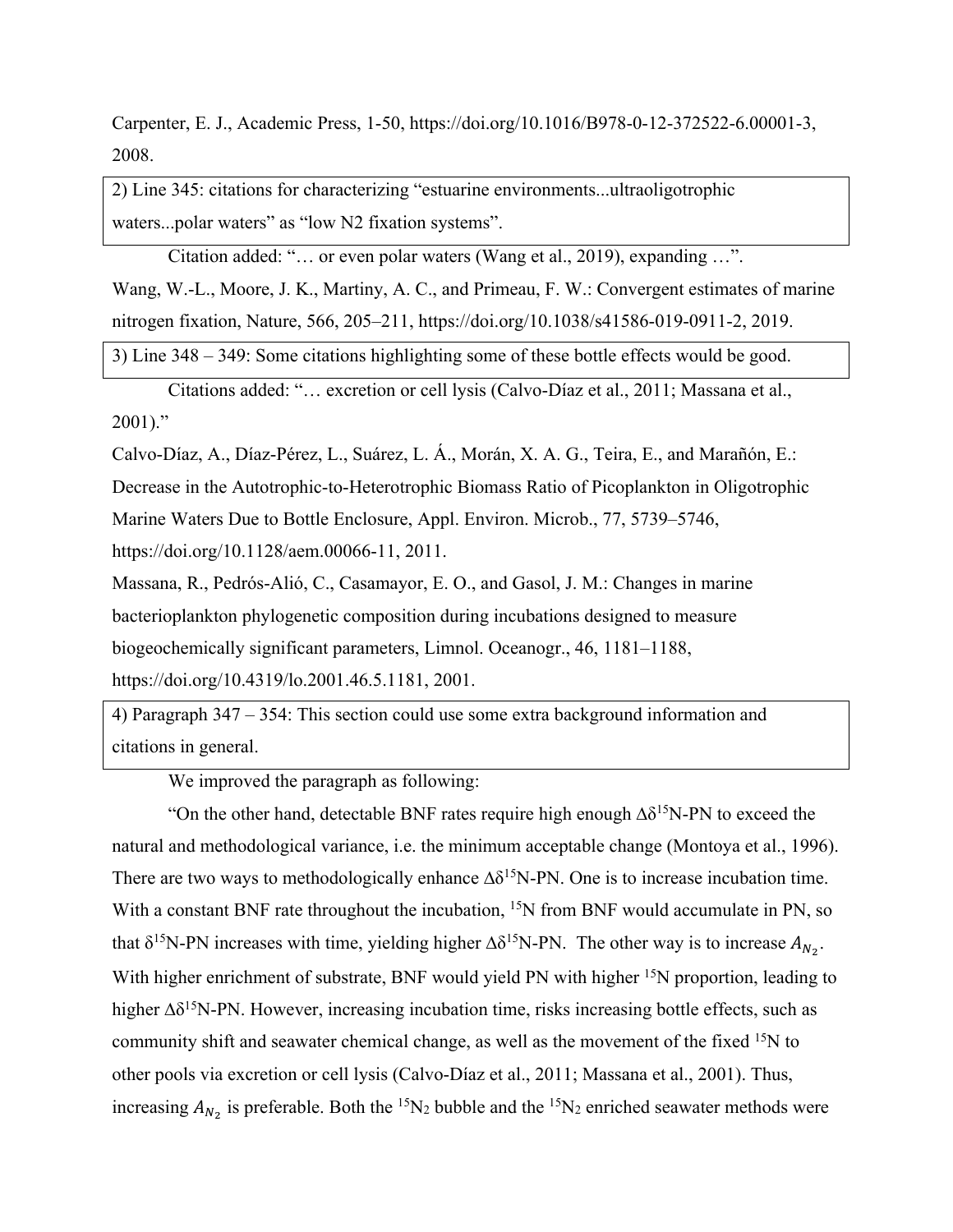Carpenter, E. J., Academic Press, 1-50, https://doi.org/10.1016/B978-0-12-372522-6.00001-3, 2008.

> 2) Line 345: citations for characterizing "estuarine environments...ultraoligotrophic waters...polar waters" as "low N2 fixation systems".

Citation added: "… or even polar waters (Wang et al., 2019), expanding …".

Wang, W.-L., Moore, J. K., Martiny, A. C., and Primeau, F. W.: Convergent estimates of marine nitrogen fixation, Nature, 566, 205–211, https://doi.org/10.1038/s41586-019-0911-2, 2019.

> 3) Line 348 – 349: Some citations highlighting some of these bottle effects would be good.

Citations added: "… excretion or cell lysis (Calvo-Díaz et al., 2011; Massana et al., 2001)."

Calvo-Díaz, A., Díaz-Pérez, L., Suárez, L. Á., Morán, X. A. G., Teira, E., and Marañón, E.: Decrease in the Autotrophic-to-Heterotrophic Biomass Ratio of Picoplankton in Oligotrophic Marine Waters Due to Bottle Enclosure, Appl. Environ. Microb., 77, 5739–5746, https://doi.org/10.1128/aem.00066-11, 2011.

Massana, R., Pedrós-Alió, C., Casamayor, E. O., and Gasol, J. M.: Changes in marine bacterioplankton phylogenetic composition during incubations designed to measure biogeochemically significant parameters, Limnol. Oceanogr., 46, 1181–1188, https://doi.org/10.4319/lo.2001.46.5.1181, 2001.

> 4) Paragraph 347 – 354: This section could use some extra background information and citations in general.

We improved the paragraph as following:

"On the other hand, detectable BNF rates require high enough $\Delta\delta^{15}$N-PN to exceed the natural and methodological variance, i.e. the minimum acceptable change (Montoya et al., 1996). There are two ways to methodologically enhance $\Delta\delta^{15}$N-PN. One is to increase incubation time. With a constant BNF rate throughout the incubation, $^{15}$N from BNF would accumulate in PN, so that $\delta^{15}$N-PN increases with time, yielding higher $\Delta\delta^{15}$N-PN. The other way is to increase $A_{N_2}$. With higher enrichment of substrate, BNF would yield PN with higher $^{15}$N proportion, leading to higher $\Delta\delta^{15}$N-PN. However, increasing incubation time, risks increasing bottle effects, such as community shift and seawater chemical change, as well as the movement of the fixed $^{15}$N to other pools via excretion or cell lysis (Calvo-Díaz et al., 2011; Massana et al., 2001). Thus, increasing $A_{N_2}$ is preferable. Both the $^{15}N_2$ bubble and the $^{15}N_2$ enriched seawater methods were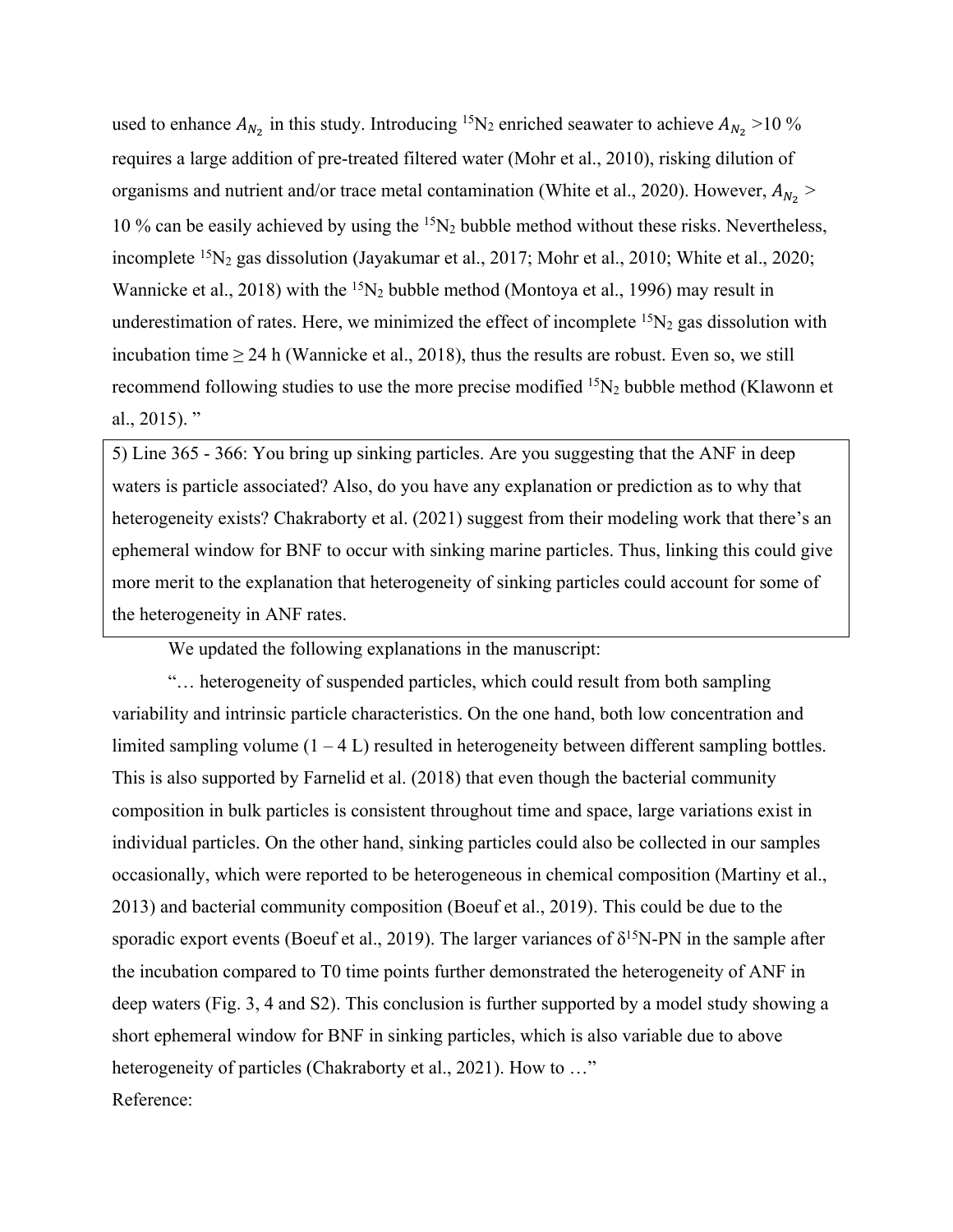used to enhance $A_{N_2}$ in this study. Introducing $^{15}N_2$ enriched seawater to achieve $A_{N_2}$ >10 % requires a large addition of pre-treated filtered water (Mohr et al., 2010), risking dilution of organisms and nutrient and/or trace metal contamination (White et al., 2020). However, $A_{N_2}$ > 10 % can be easily achieved by using the $^{15}N_2$ bubble method without these risks. Nevertheless, incomplete $^{15}N_2$ gas dissolution (Jayakumar et al., 2017; Mohr et al., 2010; White et al., 2020; Wannicke et al., 2018) with the $^{15}N_2$ bubble method (Montoya et al., 1996) may result in underestimation of rates. Here, we minimized the effect of incomplete $^{15}N_2$ gas dissolution with incubation time ≥ 24 h (Wannicke et al., 2018), thus the results are robust. Even so, we still recommend following studies to use the more precise modified $^{15}N_2$ bubble method (Klawonn et al., 2015). "

> 5) Line 365 - 366: You bring up sinking particles. Are you suggesting that the ANF in deep waters is particle associated? Also, do you have any explanation or prediction as to why that heterogeneity exists? Chakraborty et al. (2021) suggest from their modeling work that there's an ephemeral window for BNF to occur with sinking marine particles. Thus, linking this could give more merit to the explanation that heterogeneity of sinking particles could account for some of the heterogeneity in ANF rates.

We updated the following explanations in the manuscript:

"… heterogeneity of suspended particles, which could result from both sampling variability and intrinsic particle characteristics. On the one hand, both low concentration and limited sampling volume (1 – 4 L) resulted in heterogeneity between different sampling bottles. This is also supported by Farnelid et al. (2018) that even though the bacterial community composition in bulk particles is consistent throughout time and space, large variations exist in individual particles. On the other hand, sinking particles could also be collected in our samples occasionally, which were reported to be heterogeneous in chemical composition (Martiny et al., 2013) and bacterial community composition (Boeuf et al., 2019). This could be due to the sporadic export events (Boeuf et al., 2019). The larger variances of $\delta^{15}$N-PN in the sample after the incubation compared to T0 time points further demonstrated the heterogeneity of ANF in deep waters (Fig. 3, 4 and S2). This conclusion is further supported by a model study showing a short ephemeral window for BNF in sinking particles, which is also variable due to above heterogeneity of particles (Chakraborty et al., 2021). How to …"

Reference: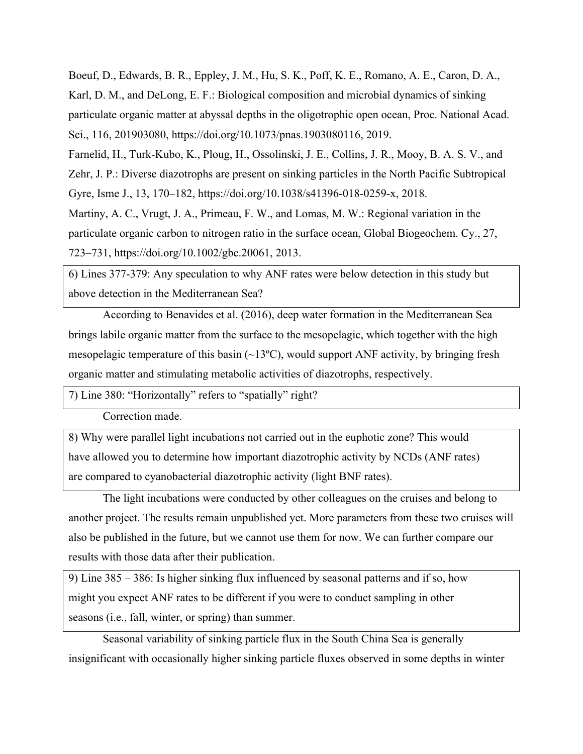Boeuf, D., Edwards, B. R., Eppley, J. M., Hu, S. K., Poff, K. E., Romano, A. E., Caron, D. A., Karl, D. M., and DeLong, E. F.: Biological composition and microbial dynamics of sinking particulate organic matter at abyssal depths in the oligotrophic open ocean, Proc. National Acad. Sci., 116, 201903080, https://doi.org/10.1073/pnas.1903080116, 2019.

Farnelid, H., Turk-Kubo, K., Ploug, H., Ossolinski, J. E., Collins, J. R., Mooy, B. A. S. V., and Zehr, J. P.: Diverse diazotrophs are present on sinking particles in the North Pacific Subtropical Gyre, Isme J., 13, 170–182, https://doi.org/10.1038/s41396-018-0259-x, 2018.

Martiny, A. C., Vrugt, J. A., Primeau, F. W., and Lomas, M. W.: Regional variation in the particulate organic carbon to nitrogen ratio in the surface ocean, Global Biogeochem. Cy., 27, 723–731, https://doi.org/10.1002/gbc.20061, 2013.

> 6) Lines 377-379: Any speculation to why ANF rates were below detection in this study but above detection in the Mediterranean Sea?

According to Benavides et al. (2016), deep water formation in the Mediterranean Sea brings labile organic matter from the surface to the mesopelagic, which together with the high mesopelagic temperature of this basin (~13ºC), would support ANF activity, by bringing fresh organic matter and stimulating metabolic activities of diazotrophs, respectively.

> 7) Line 380: "Horizontally" refers to "spatially" right?

Correction made.

> 8) Why were parallel light incubations not carried out in the euphotic zone? This would have allowed you to determine how important diazotrophic activity by NCDs (ANF rates) are compared to cyanobacterial diazotrophic activity (light BNF rates).

The light incubations were conducted by other colleagues on the cruises and belong to another project. The results remain unpublished yet. More parameters from these two cruises will also be published in the future, but we cannot use them for now. We can further compare our results with those data after their publication.

> 9) Line 385 – 386: Is higher sinking flux influenced by seasonal patterns and if so, how might you expect ANF rates to be different if you were to conduct sampling in other seasons (i.e., fall, winter, or spring) than summer.

Seasonal variability of sinking particle flux in the South China Sea is generally insignificant with occasionally higher sinking particle fluxes observed in some depths in winter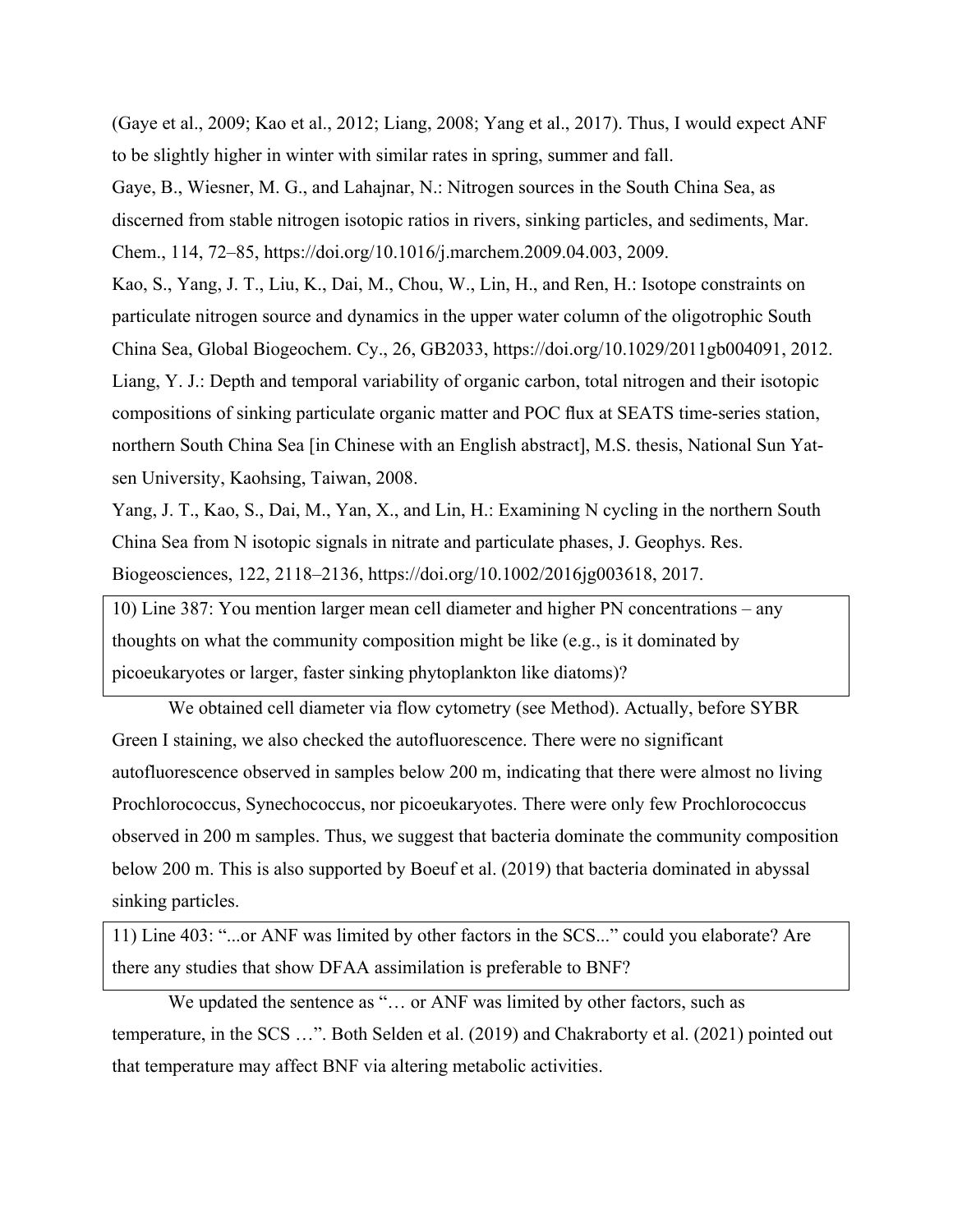(Gaye et al., 2009; Kao et al., 2012; Liang, 2008; Yang et al., 2017). Thus, I would expect ANF to be slightly higher in winter with similar rates in spring, summer and fall.

Gaye, B., Wiesner, M. G., and Lahajnar, N.: Nitrogen sources in the South China Sea, as discerned from stable nitrogen isotopic ratios in rivers, sinking particles, and sediments, Mar. Chem., 114, 72–85, https://doi.org/10.1016/j.marchem.2009.04.003, 2009.

Kao, S., Yang, J. T., Liu, K., Dai, M., Chou, W., Lin, H., and Ren, H.: Isotope constraints on particulate nitrogen source and dynamics in the upper water column of the oligotrophic South China Sea, Global Biogeochem. Cy., 26, GB2033, https://doi.org/10.1029/2011gb004091, 2012.

Liang, Y. J.: Depth and temporal variability of organic carbon, total nitrogen and their isotopic compositions of sinking particulate organic matter and POC flux at SEATS time-series station, northern South China Sea [in Chinese with an English abstract], M.S. thesis, National Sun Yat-sen University, Kaohsing, Taiwan, 2008.

Yang, J. T., Kao, S., Dai, M., Yan, X., and Lin, H.: Examining N cycling in the northern South China Sea from N isotopic signals in nitrate and particulate phases, J. Geophys. Res. Biogeosciences, 122, 2118–2136, https://doi.org/10.1002/2016jg003618, 2017.

10) Line 387: You mention larger mean cell diameter and higher PN concentrations – any thoughts on what the community composition might be like (e.g., is it dominated by picoeukaryotes or larger, faster sinking phytoplankton like diatoms)?

We obtained cell diameter via flow cytometry (see Method). Actually, before SYBR Green I staining, we also checked the autofluorescence. There were no significant autofluorescence observed in samples below 200 m, indicating that there were almost no living Prochlorococcus, Synechococcus, nor picoeukaryotes. There were only few Prochlorococcus observed in 200 m samples. Thus, we suggest that bacteria dominate the community composition below 200 m. This is also supported by Boeuf et al. (2019) that bacteria dominated in abyssal sinking particles.

11) Line 403: "...or ANF was limited by other factors in the SCS..." could you elaborate? Are there any studies that show DFAA assimilation is preferable to BNF?

We updated the sentence as "… or ANF was limited by other factors, such as temperature, in the SCS …". Both Selden et al. (2019) and Chakraborty et al. (2021) pointed out that temperature may affect BNF via altering metabolic activities.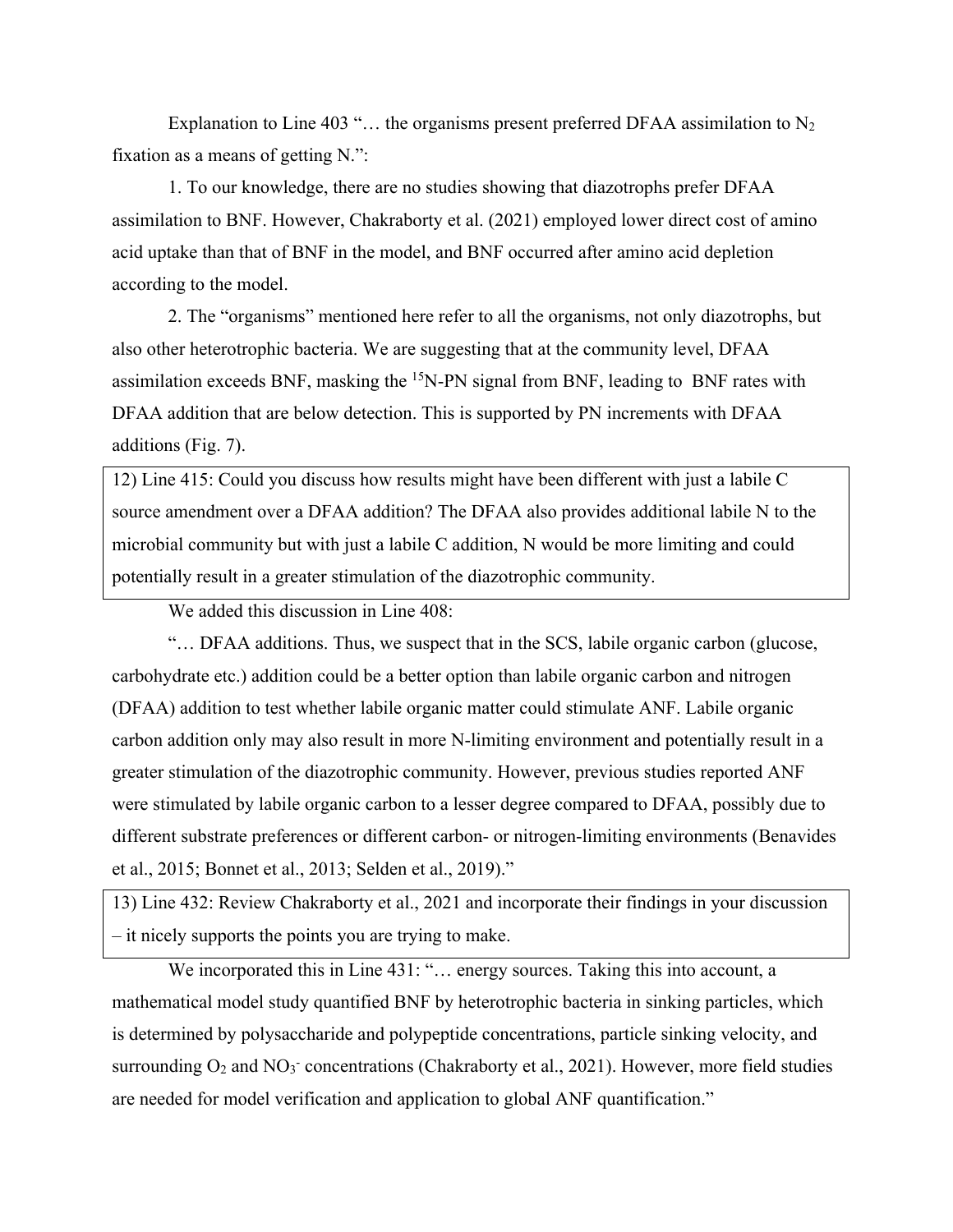Explanation to Line 403 "… the organisms present preferred DFAA assimilation to $N_2$ fixation as a means of getting N.":

1. To our knowledge, there are no studies showing that diazotrophs prefer DFAA assimilation to BNF. However, Chakraborty et al. (2021) employed lower direct cost of amino acid uptake than that of BNF in the model, and BNF occurred after amino acid depletion according to the model.

2. The "organisms" mentioned here refer to all the organisms, not only diazotrophs, but also other heterotrophic bacteria. We are suggesting that at the community level, DFAA assimilation exceeds BNF, masking the $^{15}$N-PN signal from BNF, leading to BNF rates with DFAA addition that are below detection. This is supported by PN increments with DFAA additions (Fig. 7).

> 12) Line 415: Could you discuss how results might have been different with just a labile C source amendment over a DFAA addition? The DFAA also provides additional labile N to the microbial community but with just a labile C addition, N would be more limiting and could potentially result in a greater stimulation of the diazotrophic community.

We added this discussion in Line 408:

"… DFAA additions. Thus, we suspect that in the SCS, labile organic carbon (glucose, carbohydrate etc.) addition could be a better option than labile organic carbon and nitrogen (DFAA) addition to test whether labile organic matter could stimulate ANF. Labile organic carbon addition only may also result in more N-limiting environment and potentially result in a greater stimulation of the diazotrophic community. However, previous studies reported ANF were stimulated by labile organic carbon to a lesser degree compared to DFAA, possibly due to different substrate preferences or different carbon- or nitrogen-limiting environments (Benavides et al., 2015; Bonnet et al., 2013; Selden et al., 2019)."

> 13) Line 432: Review Chakraborty et al., 2021 and incorporate their findings in your discussion – it nicely supports the points you are trying to make.

We incorporated this in Line 431: "… energy sources. Taking this into account, a mathematical model study quantified BNF by heterotrophic bacteria in sinking particles, which is determined by polysaccharide and polypeptide concentrations, particle sinking velocity, and surrounding $O_2$ and $NO_3^-$ concentrations (Chakraborty et al., 2021). However, more field studies are needed for model verification and application to global ANF quantification."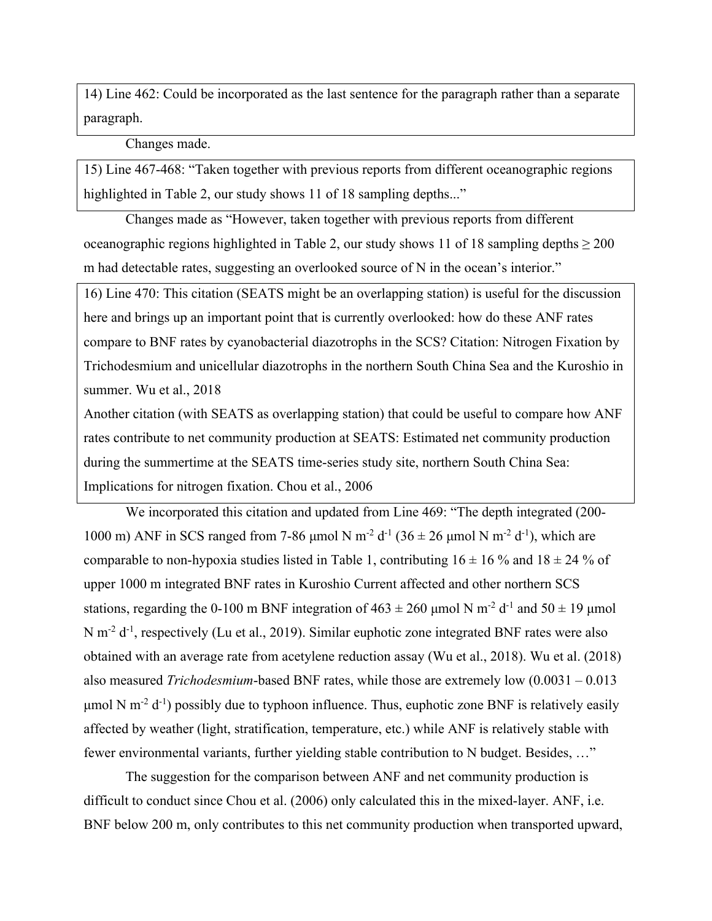> 14) Line 462: Could be incorporated as the last sentence for the paragraph rather than a separate paragraph.

Changes made.

> 15) Line 467-468: "Taken together with previous reports from different oceanographic regions highlighted in Table 2, our study shows 11 of 18 sampling depths..."

Changes made as "However, taken together with previous reports from different oceanographic regions highlighted in Table 2, our study shows 11 of 18 sampling depths ≥ 200 m had detectable rates, suggesting an overlooked source of N in the ocean's interior."

> 16) Line 470: This citation (SEATS might be an overlapping station) is useful for the discussion here and brings up an important point that is currently overlooked: how do these ANF rates compare to BNF rates by cyanobacterial diazotrophs in the SCS? Citation: Nitrogen Fixation by Trichodesmium and unicellular diazotrophs in the northern South China Sea and the Kuroshio in summer. Wu et al., 2018
>
> Another citation (with SEATS as overlapping station) that could be useful to compare how ANF rates contribute to net community production at SEATS: Estimated net community production during the summertime at the SEATS time-series study site, northern South China Sea: Implications for nitrogen fixation. Chou et al., 2006

We incorporated this citation and updated from Line 469: "The depth integrated (200-1000 m) ANF in SCS ranged from 7-86 μmol N $m^{-2}$ $d^{-1}$ (36 ± 26 μmol N $m^{-2}$ $d^{-1}$), which are comparable to non-hypoxia studies listed in Table 1, contributing 16 ± 16 % and 18 ± 24 % of upper 1000 m integrated BNF rates in Kuroshio Current affected and other northern SCS stations, regarding the 0-100 m BNF integration of 463 ± 260 μmol N $m^{-2}$ $d^{-1}$ and 50 ± 19 μmol N $m^{-2}$ $d^{-1}$, respectively (Lu et al., 2019). Similar euphotic zone integrated BNF rates were also obtained with an average rate from acetylene reduction assay (Wu et al., 2018). Wu et al. (2018) also measured *Trichodesmium*-based BNF rates, while those are extremely low (0.0031 – 0.013 μmol N $m^{-2}$ $d^{-1}$) possibly due to typhoon influence. Thus, euphotic zone BNF is relatively easily affected by weather (light, stratification, temperature, etc.) while ANF is relatively stable with fewer environmental variants, further yielding stable contribution to N budget. Besides, …"

The suggestion for the comparison between ANF and net community production is difficult to conduct since Chou et al. (2006) only calculated this in the mixed-layer. ANF, i.e. BNF below 200 m, only contributes to this net community production when transported upward,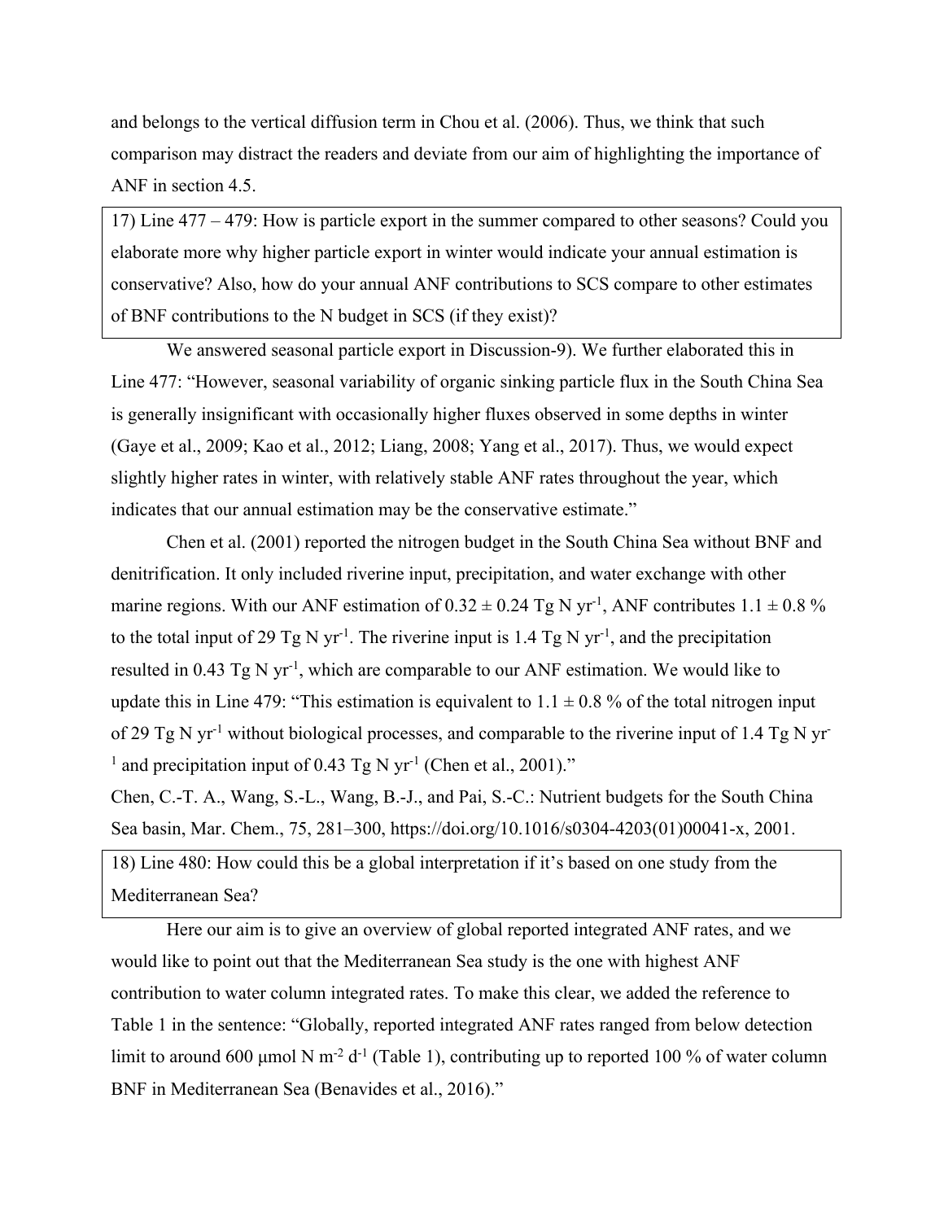and belongs to the vertical diffusion term in Chou et al. (2006). Thus, we think that such comparison may distract the readers and deviate from our aim of highlighting the importance of ANF in section 4.5.

> 17) Line 477 – 479: How is particle export in the summer compared to other seasons? Could you elaborate more why higher particle export in winter would indicate your annual estimation is conservative? Also, how do your annual ANF contributions to SCS compare to other estimates of BNF contributions to the N budget in SCS (if they exist)?

We answered seasonal particle export in Discussion-9). We further elaborated this in Line 477: "However, seasonal variability of organic sinking particle flux in the South China Sea is generally insignificant with occasionally higher fluxes observed in some depths in winter (Gaye et al., 2009; Kao et al., 2012; Liang, 2008; Yang et al., 2017). Thus, we would expect slightly higher rates in winter, with relatively stable ANF rates throughout the year, which indicates that our annual estimation may be the conservative estimate."

Chen et al. (2001) reported the nitrogen budget in the South China Sea without BNF and denitrification. It only included riverine input, precipitation, and water exchange with other marine regions. With our ANF estimation of $0.32 \pm 0.24$ Tg N yr$^{-1}$, ANF contributes $1.1 \pm 0.8$ % to the total input of 29 Tg N yr$^{-1}$. The riverine input is 1.4 Tg N yr$^{-1}$, and the precipitation resulted in 0.43 Tg N yr$^{-1}$, which are comparable to our ANF estimation. We would like to update this in Line 479: "This estimation is equivalent to $1.1 \pm 0.8$ % of the total nitrogen input of 29 Tg N yr$^{-1}$ without biological processes, and comparable to the riverine input of 1.4 Tg N yr$^{-1}$ and precipitation input of 0.43 Tg N yr$^{-1}$ (Chen et al., 2001)."

Chen, C.-T. A., Wang, S.-L., Wang, B.-J., and Pai, S.-C.: Nutrient budgets for the South China Sea basin, Mar. Chem., 75, 281–300, https://doi.org/10.1016/s0304-4203(01)00041-x, 2001.

> 18) Line 480: How could this be a global interpretation if it's based on one study from the Mediterranean Sea?

Here our aim is to give an overview of global reported integrated ANF rates, and we would like to point out that the Mediterranean Sea study is the one with highest ANF contribution to water column integrated rates. To make this clear, we added the reference to Table 1 in the sentence: "Globally, reported integrated ANF rates ranged from below detection limit to around 600 μmol N m$^{-2}$ d$^{-1}$ (Table 1), contributing up to reported 100 % of water column BNF in Mediterranean Sea (Benavides et al., 2016)."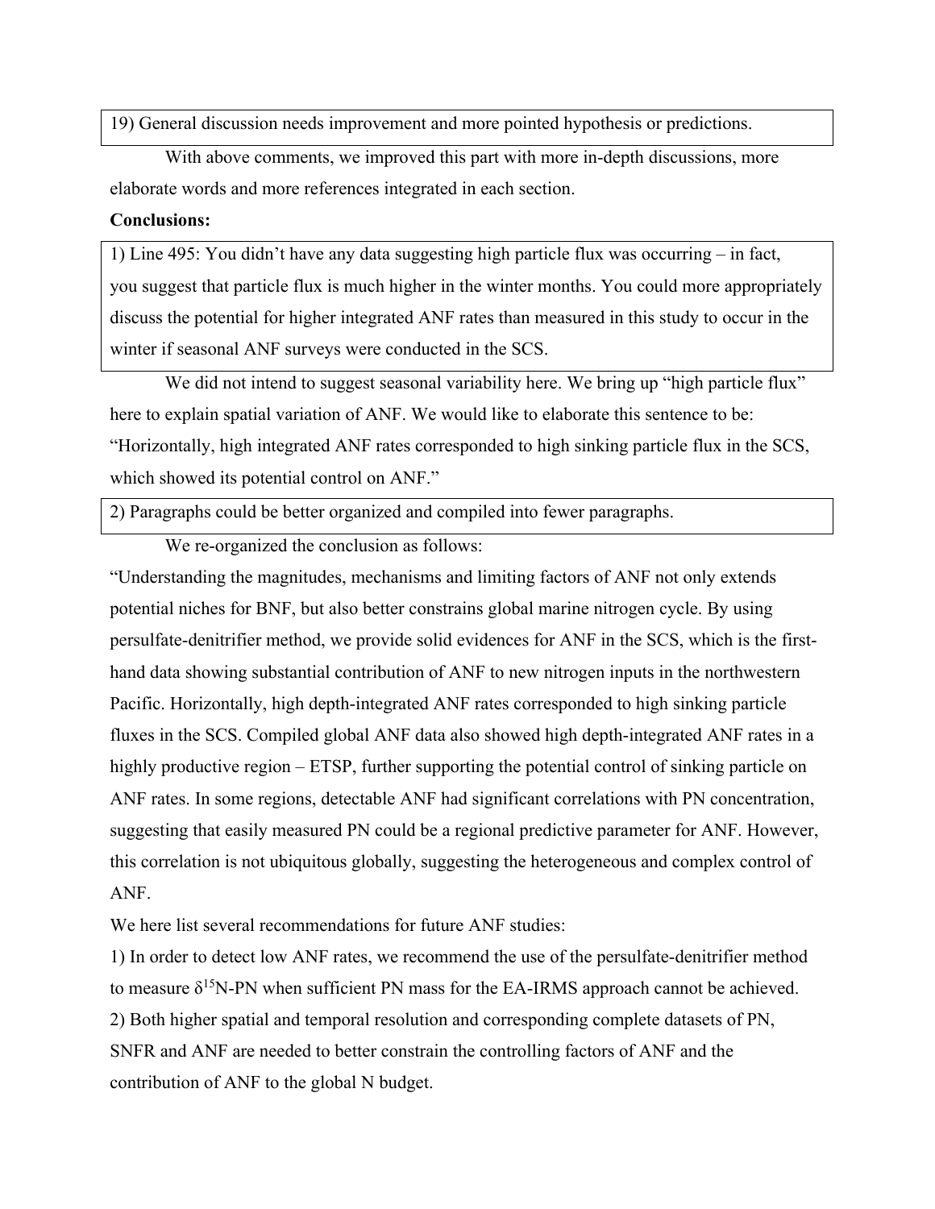19) General discussion needs improvement and more pointed hypothesis or predictions.

With above comments, we improved this part with more in-depth discussions, more elaborate words and more references integrated in each section.

**Conclusions:**

1) Line 495: You didn't have any data suggesting high particle flux was occurring – in fact, you suggest that particle flux is much higher in the winter months. You could more appropriately discuss the potential for higher integrated ANF rates than measured in this study to occur in the winter if seasonal ANF surveys were conducted in the SCS.

We did not intend to suggest seasonal variability here. We bring up "high particle flux" here to explain spatial variation of ANF. We would like to elaborate this sentence to be: "Horizontally, high integrated ANF rates corresponded to high sinking particle flux in the SCS, which showed its potential control on ANF."

2) Paragraphs could be better organized and compiled into fewer paragraphs.

We re-organized the conclusion as follows:

"Understanding the magnitudes, mechanisms and limiting factors of ANF not only extends potential niches for BNF, but also better constrains global marine nitrogen cycle. By using persulfate-denitrifier method, we provide solid evidences for ANF in the SCS, which is the first-hand data showing substantial contribution of ANF to new nitrogen inputs in the northwestern Pacific. Horizontally, high depth-integrated ANF rates corresponded to high sinking particle fluxes in the SCS. Compiled global ANF data also showed high depth-integrated ANF rates in a highly productive region – ETSP, further supporting the potential control of sinking particle on ANF rates. In some regions, detectable ANF had significant correlations with PN concentration, suggesting that easily measured PN could be a regional predictive parameter for ANF. However, this correlation is not ubiquitous globally, suggesting the heterogeneous and complex control of ANF.

We here list several recommendations for future ANF studies:

1) In order to detect low ANF rates, we recommend the use of the persulfate-denitrifier method to measure $\delta^{15}$N-PN when sufficient PN mass for the EA-IRMS approach cannot be achieved.

2) Both higher spatial and temporal resolution and corresponding complete datasets of PN, SNFR and ANF are needed to better constrain the controlling factors of ANF and the contribution of ANF to the global N budget.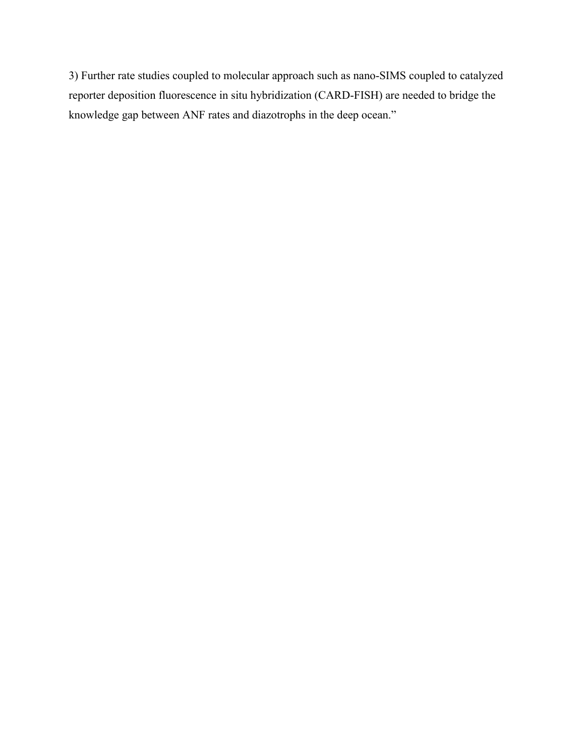3) Further rate studies coupled to molecular approach such as nano-SIMS coupled to catalyzed reporter deposition fluorescence in situ hybridization (CARD-FISH) are needed to bridge the knowledge gap between ANF rates and diazotrophs in the deep ocean."